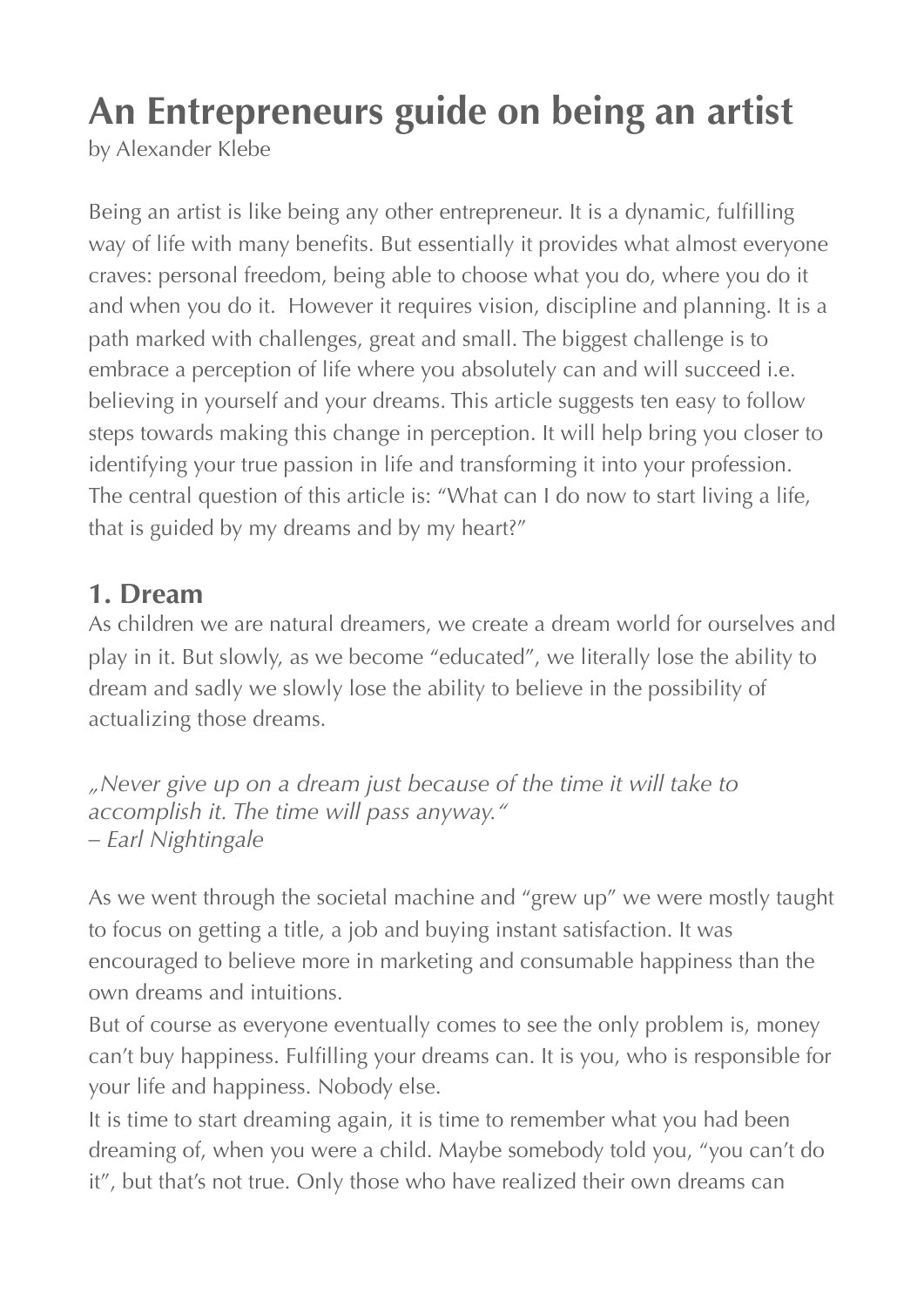# An Entrepreneurs guide on being an artist

by Alexander Klebe

Being an artist is like being any other entrepreneur. It is a dynamic, fulfilling way of life with many benefits. But essentially it provides what almost everyone craves: personal freedom, being able to choose what you do, where you do it and when you do it. However it requires vision, discipline and planning. It is a path marked with challenges, great and small. The biggest challenge is to embrace a perception of life where you absolutely can and will succeed i.e. believing in yourself and your dreams. This article suggests ten easy to follow steps towards making this change in perception. It will help bring you closer to identifying your true passion in life and transforming it into your profession. The central question of this article is: "What can I do now to start living a life, that is guided by my dreams and by my heart?"

## 1. Dream

As children we are natural dreamers, we create a dream world for ourselves and play in it. But slowly, as we become "educated", we literally lose the ability to dream and sadly we slowly lose the ability to believe in the possibility of actualizing those dreams.

*„Never give up on a dream just because of the time it will take to accomplish it. The time will pass anyway."*
*– Earl Nightingale*

As we went through the societal machine and "grew up" we were mostly taught to focus on getting a title, a job and buying instant satisfaction. It was encouraged to believe more in marketing and consumable happiness than the own dreams and intuitions.
But of course as everyone eventually comes to see the only problem is, money can't buy happiness. Fulfilling your dreams can. It is you, who is responsible for your life and happiness. Nobody else.
It is time to start dreaming again, it is time to remember what you had been dreaming of, when you were a child. Maybe somebody told you, "you can't do it", but that's not true. Only those who have realized their own dreams can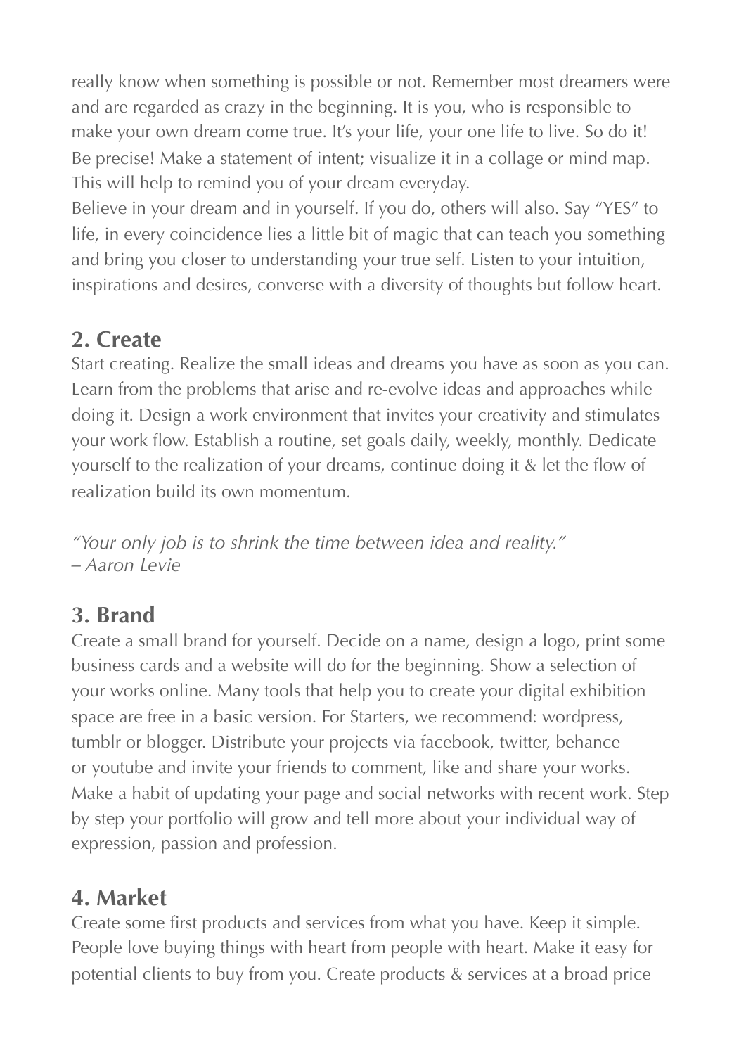really know when something is possible or not. Remember most dreamers were and are regarded as crazy in the beginning. It is you, who is responsible to make your own dream come true. It's your life, your one life to live. So do it! Be precise! Make a statement of intent; visualize it in a collage or mind map. This will help to remind you of your dream everyday.
Believe in your dream and in yourself. If you do, others will also. Say "YES" to life, in every coincidence lies a little bit of magic that can teach you something and bring you closer to understanding your true self. Listen to your intuition, inspirations and desires, converse with a diversity of thoughts but follow heart.

## 2. Create

Start creating. Realize the small ideas and dreams you have as soon as you can. Learn from the problems that arise and re-evolve ideas and approaches while doing it. Design a work environment that invites your creativity and stimulates your work flow. Establish a routine, set goals daily, weekly, monthly. Dedicate yourself to the realization of your dreams, continue doing it & let the flow of realization build its own momentum.

*"Your only job is to shrink the time between idea and reality."*
*– Aaron Levie*

## 3. Brand

Create a small brand for yourself. Decide on a name, design a logo, print some business cards and a website will do for the beginning. Show a selection of your works online. Many tools that help you to create your digital exhibition space are free in a basic version. For Starters, we recommend: wordpress, tumblr or blogger. Distribute your projects via facebook, twitter, behance or youtube and invite your friends to comment, like and share your works. Make a habit of updating your page and social networks with recent work. Step by step your portfolio will grow and tell more about your individual way of expression, passion and profession.

## 4. Market

Create some first products and services from what you have. Keep it simple. People love buying things with heart from people with heart. Make it easy for potential clients to buy from you. Create products & services at a broad price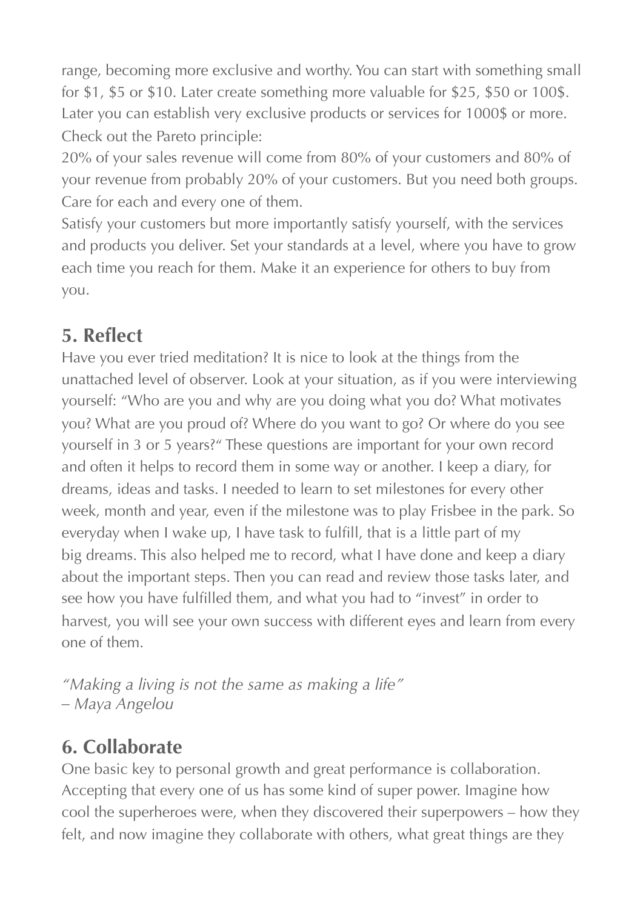range, becoming more exclusive and worthy. You can start with something small for $1, $5 or $10. Later create something more valuable for $25, $50 or 100$. Later you can establish very exclusive products or services for 1000$ or more. Check out the Pareto principle:
20% of your sales revenue will come from 80% of your customers and 80% of your revenue from probably 20% of your customers. But you need both groups. Care for each and every one of them.
Satisfy your customers but more importantly satisfy yourself, with the services and products you deliver. Set your standards at a level, where you have to grow each time you reach for them. Make it an experience for others to buy from you.

## 5. Reflect

Have you ever tried meditation? It is nice to look at the things from the unattached level of observer. Look at your situation, as if you were interviewing yourself: "Who are you and why are you doing what you do? What motivates you? What are you proud of? Where do you want to go? Or where do you see yourself in 3 or 5 years?" These questions are important for your own record and often it helps to record them in some way or another. I keep a diary, for dreams, ideas and tasks. I needed to learn to set milestones for every other week, month and year, even if the milestone was to play Frisbee in the park. So everyday when I wake up, I have task to fulfill, that is a little part of my big dreams. This also helped me to record, what I have done and keep a diary about the important steps. Then you can read and review those tasks later, and see how you have fulfilled them, and what you had to "invest" in order to harvest, you will see your own success with different eyes and learn from every one of them.

*"Making a living is not the same as making a life"*
*– Maya Angelou*

## 6. Collaborate

One basic key to personal growth and great performance is collaboration. Accepting that every one of us has some kind of super power. Imagine how cool the superheroes were, when they discovered their superpowers – how they felt, and now imagine they collaborate with others, what great things are they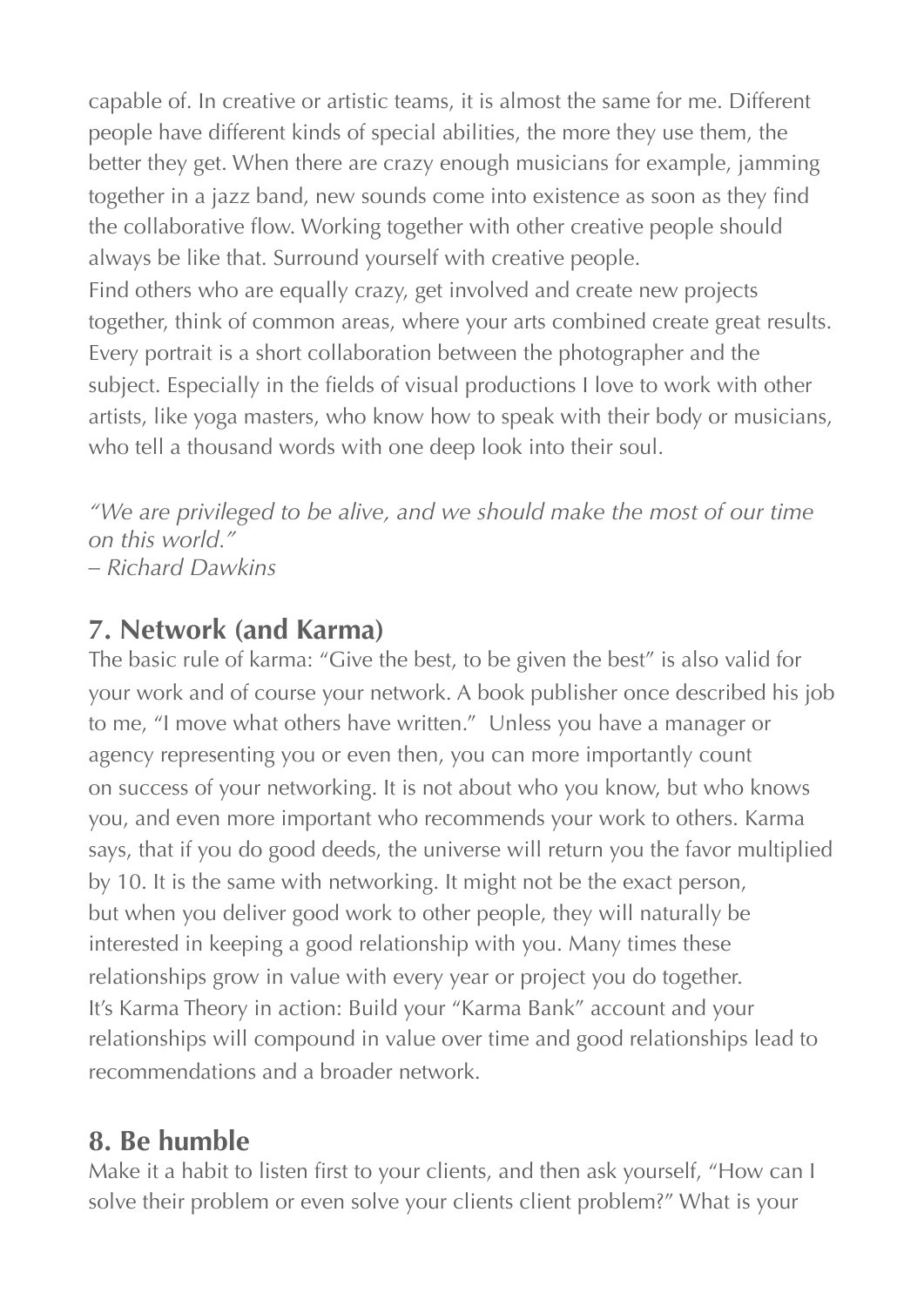capable of. In creative or artistic teams, it is almost the same for me. Different people have different kinds of special abilities, the more they use them, the better they get. When there are crazy enough musicians for example, jamming together in a jazz band, new sounds come into existence as soon as they find the collaborative flow. Working together with other creative people should always be like that. Surround yourself with creative people.
Find others who are equally crazy, get involved and create new projects together, think of common areas, where your arts combined create great results. Every portrait is a short collaboration between the photographer and the subject. Especially in the fields of visual productions I love to work with other artists, like yoga masters, who know how to speak with their body or musicians, who tell a thousand words with one deep look into their soul.

*"We are privileged to be alive, and we should make the most of our time on this world."*
*– Richard Dawkins*

## 7. Network (and Karma)

The basic rule of karma: "Give the best, to be given the best" is also valid for your work and of course your network. A book publisher once described his job to me, "I move what others have written." Unless you have a manager or agency representing you or even then, you can more importantly count on success of your networking. It is not about who you know, but who knows you, and even more important who recommends your work to others. Karma says, that if you do good deeds, the universe will return you the favor multiplied by 10. It is the same with networking. It might not be the exact person, but when you deliver good work to other people, they will naturally be interested in keeping a good relationship with you. Many times these relationships grow in value with every year or project you do together.
It's Karma Theory in action: Build your "Karma Bank" account and your relationships will compound in value over time and good relationships lead to recommendations and a broader network.

## 8. Be humble

Make it a habit to listen first to your clients, and then ask yourself, "How can I solve their problem or even solve your clients client problem?" What is your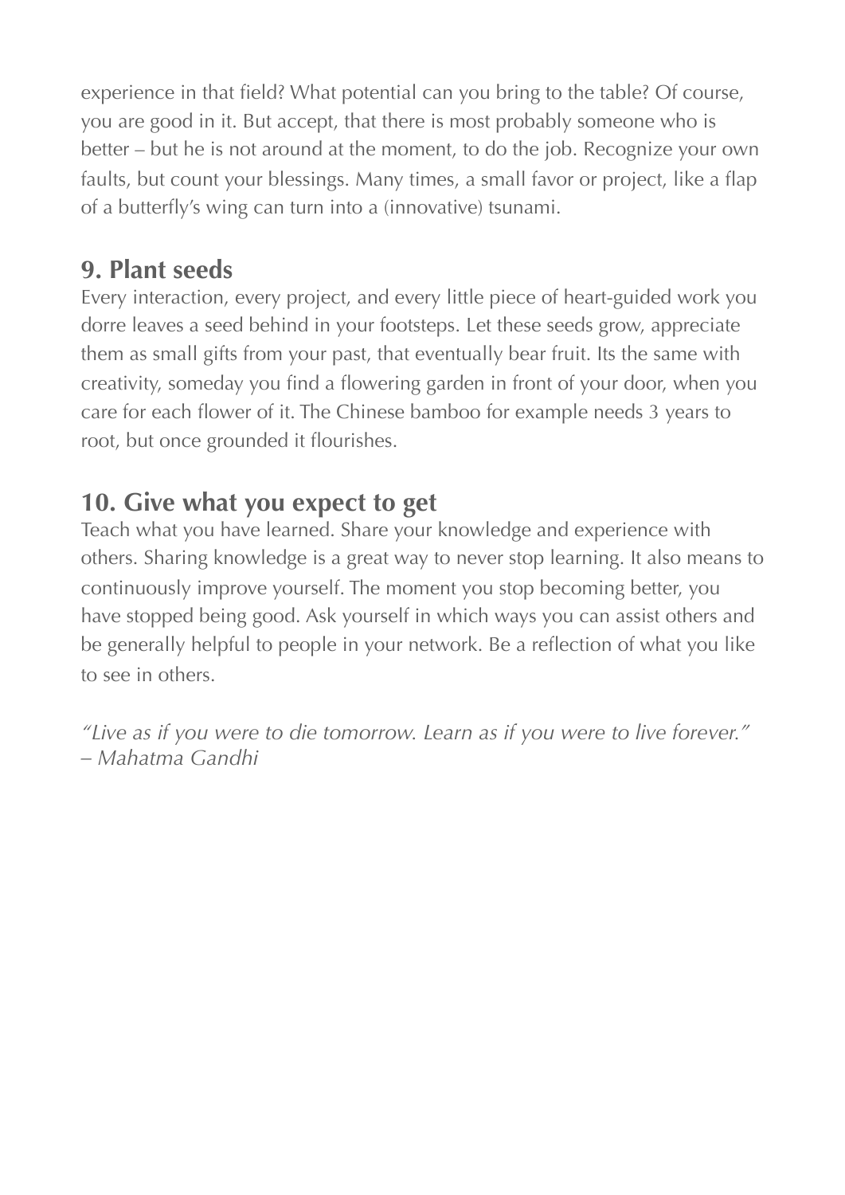experience in that field? What potential can you bring to the table? Of course, you are good in it. But accept, that there is most probably someone who is better – but he is not around at the moment, to do the job. Recognize your own faults, but count your blessings. Many times, a small favor or project, like a flap of a butterfly's wing can turn into a (innovative) tsunami.

## 9. Plant seeds

Every interaction, every project, and every little piece of heart-guided work you dorre leaves a seed behind in your footsteps. Let these seeds grow, appreciate them as small gifts from your past, that eventually bear fruit. Its the same with creativity, someday you find a flowering garden in front of your door, when you care for each flower of it. The Chinese bamboo for example needs 3 years to root, but once grounded it flourishes.

## 10. Give what you expect to get

Teach what you have learned. Share your knowledge and experience with others. Sharing knowledge is a great way to never stop learning. It also means to continuously improve yourself. The moment you stop becoming better, you have stopped being good. Ask yourself in which ways you can assist others and be generally helpful to people in your network. Be a reflection of what you like to see in others.

*"Live as if you were to die tomorrow. Learn as if you were to live forever."*
*– Mahatma Gandhi*